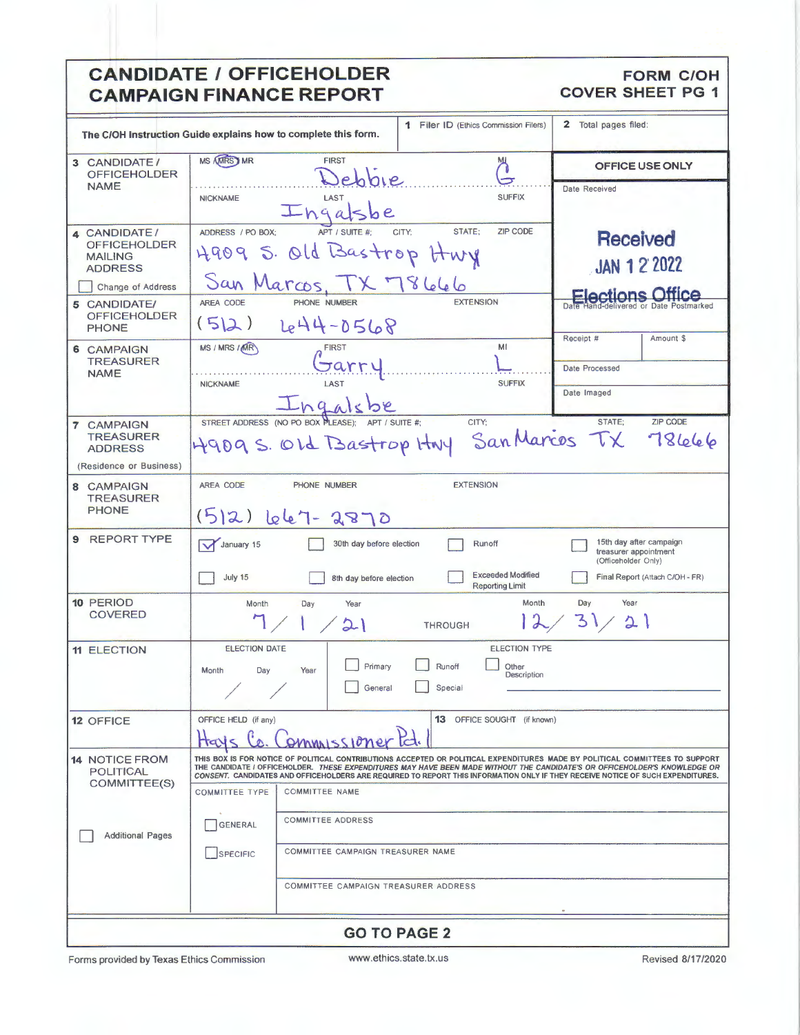# CANDIDATE / OFFICEHOLDER CAMPAIGN FINANCE REPORT

## FORM C/OH COVER SHEET PG 1

The C/OH Instruction Guide explains how to complete this form.

**1** Filer ID (Ethics Commission Filers):

**2** Total pages filed:

**OFFICE USE ONLY**

Date Received

**Received JAN 12 2022 Elections Office**

Date Hand-delivered or Date Postmarked

Receipt # | Amount $

Date Processed

Date Imaged

| Field | Entry |
|---|---|
| **3 CANDIDATE / OFFICEHOLDER NAME** | MS / MRS (circled) / MR; FIRST: Debbie; MI: G; NICKNAME: ; LAST: Ingalsbe; SUFFIX: |
| **4 CANDIDATE / OFFICEHOLDER MAILING ADDRESS** ☐ Change of Address | ADDRESS / PO BOX; APT / SUITE #; CITY; STATE; ZIP CODE: 4909 S. Old Bastrop Hwy, San Marcos, TX 78666 |
| **5 CANDIDATE/ OFFICEHOLDER PHONE** | AREA CODE: (512) PHONE NUMBER: 644-0568 EXTENSION: |
| **6 CAMPAIGN TREASURER NAME** | MS / MRS / MR (circled); FIRST: Garry; MI: L; NICKNAME: ; LAST: Ingalsbe; SUFFIX: |
| **7 CAMPAIGN TREASURER ADDRESS** (Residence or Business) | STREET ADDRESS (NO PO BOX PLEASE); APT / SUITE #; CITY; STATE; ZIP CODE: 4909 S. Old Bastrop Hwy, San Marcos, TX 78666 |
| **8 CAMPAIGN TREASURER PHONE** | AREA CODE: (512) PHONE NUMBER: 667-2870 EXTENSION: |
| **9 REPORT TYPE** | ☑ January 15 ☐ 30th day before election ☐ Runoff ☐ 15th day after campaign treasurer appointment (Officeholder Only) ☐ July 15 ☐ 8th day before election ☐ Exceeded Modified Reporting Limit ☐ Final Report (Attach C/OH - FR) |
| **10 PERIOD COVERED** | Month/Day/Year: 7 / 1 / 21 THROUGH Month/Day/Year: 12 / 31 / 21 |
| **11 ELECTION** | ELECTION DATE: Month / Day / Year: / / ; ELECTION TYPE: ☐ Primary ☐ Runoff ☐ Other Description ☐ General ☐ Special |
| **12 OFFICE** | OFFICE HELD (if any): Hays Co. Commissioner Pct. 1 |
| **13 OFFICE SOUGHT** (if known) | |

**14 NOTICE FROM POLITICAL COMMITTEE(S)**

☐ Additional Pages

THIS BOX IS FOR NOTICE OF POLITICAL CONTRIBUTIONS ACCEPTED OR POLITICAL EXPENDITURES MADE BY POLITICAL COMMITTEES TO SUPPORT THE CANDIDATE / OFFICEHOLDER. *THESE EXPENDITURES MAY HAVE BEEN MADE WITHOUT THE CANDIDATE'S OR OFFICEHOLDER'S KNOWLEDGE OR CONSENT.* CANDIDATES AND OFFICEHOLDERS ARE REQUIRED TO REPORT THIS INFORMATION ONLY IF THEY RECEIVE NOTICE OF SUCH EXPENDITURES.

| COMMITTEE TYPE | |
|---|---|
| | COMMITTEE NAME |
| ☐ GENERAL | COMMITTEE ADDRESS |
| ☐ SPECIFIC | COMMITTEE CAMPAIGN TREASURER NAME |
| | COMMITTEE CAMPAIGN TREASURER ADDRESS |

**GO TO PAGE 2**

Forms provided by Texas Ethics Commission — www.ethics.state.tx.us — Revised 8/17/2020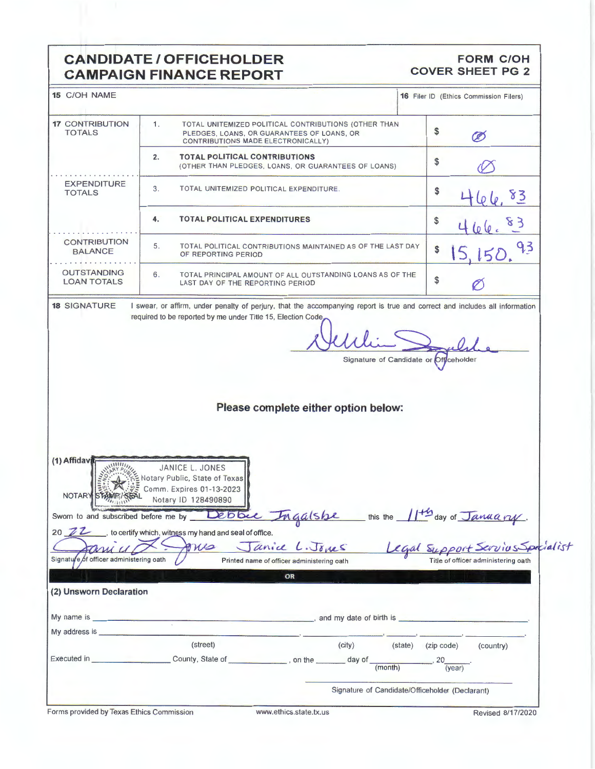# CANDIDATE / OFFICEHOLDER CAMPAIGN FINANCE REPORT

**FORM C/OH COVER SHEET PG 2**

| 15 C/OH NAME | 16 Filer ID (Ethics Commission Filers) |
|---|---|
| | |

| | | | |
|---|---|---|---|
| **17** CONTRIBUTION TOTALS | 1. | TOTAL UNITEMIZED POLITICAL CONTRIBUTIONS (OTHER THAN PLEDGES, LOANS, OR GUARANTEES OF LOANS, OR CONTRIBUTIONS MADE ELECTRONICALLY) | $ Ø |
| | 2. | **TOTAL POLITICAL CONTRIBUTIONS** (OTHER THAN PLEDGES, LOANS, OR GUARANTEES OF LOANS) | $ Ø |
| EXPENDITURE TOTALS | 3. | TOTAL UNITEMIZED POLITICAL EXPENDITURE. | $ 466.83 |
| | 4. | **TOTAL POLITICAL EXPENDITURES** | $ 466.83 |
| CONTRIBUTION BALANCE | 5. | TOTAL POLITICAL CONTRIBUTIONS MAINTAINED AS OF THE LAST DAY OF REPORTING PERIOD | $ 15,150.93 |
| OUTSTANDING LOAN TOTALS | 6. | TOTAL PRINCIPAL AMOUNT OF ALL OUTSTANDING LOANS AS OF THE LAST DAY OF THE REPORTING PERIOD | $ Ø |

**18** SIGNATURE

I swear, or affirm, under penalty of perjury, that the accompanying report is true and correct and includes all information required to be reported by me under Title 15, Election Code.

Signature of Candidate or Officeholder

### Please complete either option below:

**(1) Affidavit**

NOTARY STAMP / SEAL

JANICE L. JONES
Notary Public, State of Texas
Comm. Expires 01-13-2023
Notary ID 128490890

Sworn to and subscribed before me by Debbie Ingalsbe this the 11th day of January, 20 22, to certify which, witness my hand and seal of office.

| Signature of officer administering oath | Janice L. Jones — Printed name of officer administering oath | Legal Support Services Specialist — Title of officer administering oath |
|---|---|---|

OR

**(2) Unsworn Declaration**

My name is ______________________________, and my date of birth is ______________.

My address is ______________________, ______________, ________, ____________, ____________.
(street) (city) (state) (zip code) (country)

Executed in ______________ County, State of ______________, on the ______ day of ______________ (month), 20____ (year).

Signature of Candidate/Officeholder (Declarant)

Forms provided by Texas Ethics Commission www.ethics.state.tx.us Revised 8/17/2020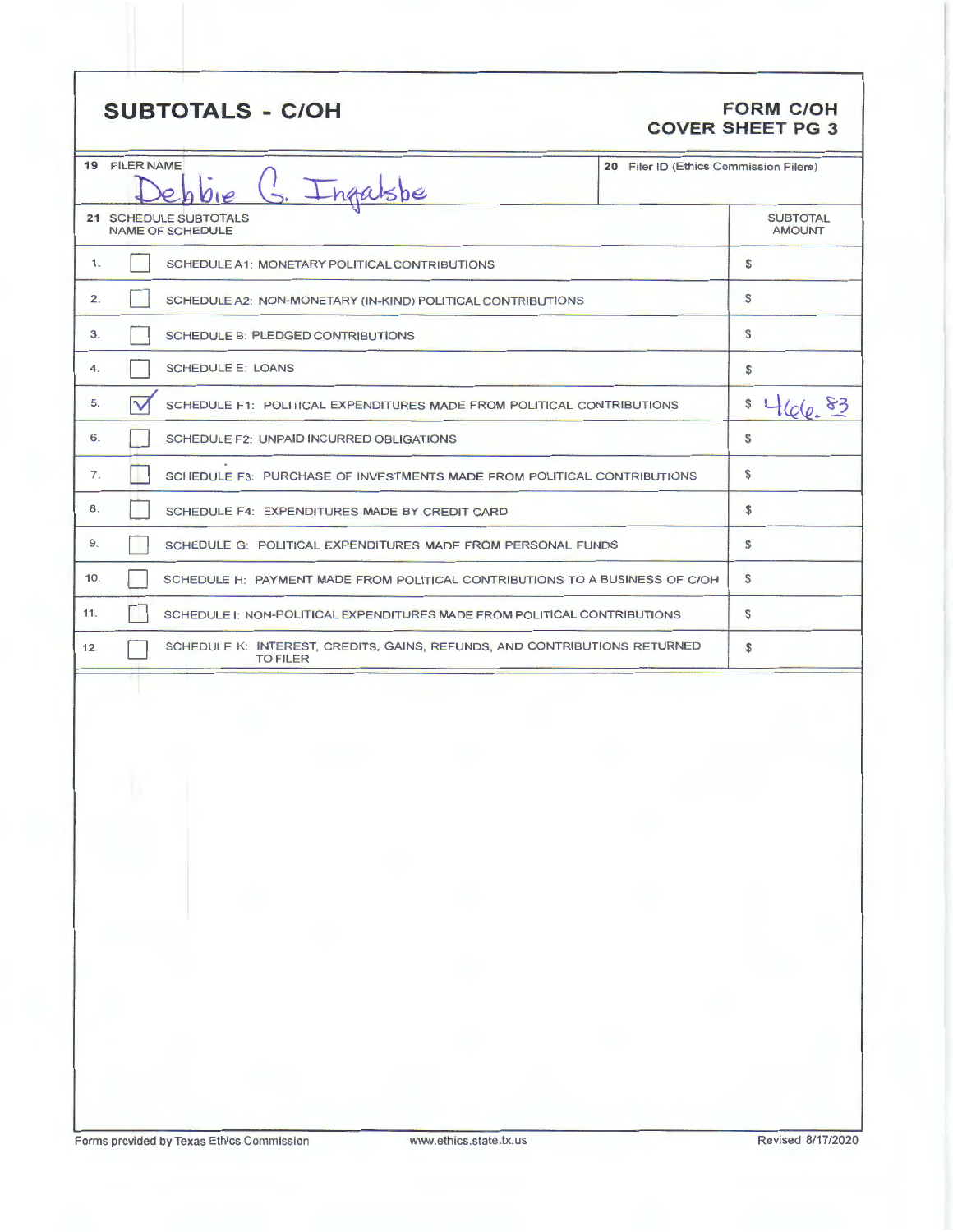## SUBTOTALS - C/OH

**FORM C/OH**
**COVER SHEET PG 3**

| 19 FILER NAME | 20 Filer ID (Ethics Commission Filers) |
|---|---|
| Debbie G. Ingalsbe | |

| 21 SCHEDULE SUBTOTALS NAME OF SCHEDULE | | SUBTOTAL AMOUNT |
|---|---|---|
| 1. | ☐ SCHEDULE A1: MONETARY POLITICAL CONTRIBUTIONS | $ |
| 2. | ☐ SCHEDULE A2: NON-MONETARY (IN-KIND) POLITICAL CONTRIBUTIONS | $ |
| 3. | ☐ SCHEDULE B: PLEDGED CONTRIBUTIONS | $ |
| 4. | ☐ SCHEDULE E: LOANS | $ |
| 5. | ☑ SCHEDULE F1: POLITICAL EXPENDITURES MADE FROM POLITICAL CONTRIBUTIONS | $ 466.83 |
| 6. | ☐ SCHEDULE F2: UNPAID INCURRED OBLIGATIONS | $ |
| 7. | ☐ SCHEDULE F3: PURCHASE OF INVESTMENTS MADE FROM POLITICAL CONTRIBUTIONS | $ |
| 8. | ☐ SCHEDULE F4: EXPENDITURES MADE BY CREDIT CARD | $ |
| 9. | ☐ SCHEDULE G: POLITICAL EXPENDITURES MADE FROM PERSONAL FUNDS | $ |
| 10. | ☐ SCHEDULE H: PAYMENT MADE FROM POLITICAL CONTRIBUTIONS TO A BUSINESS OF C/OH | $ |
| 11. | ☐ SCHEDULE I: NON-POLITICAL EXPENDITURES MADE FROM POLITICAL CONTRIBUTIONS | $ |
| 12. | ☐ SCHEDULE K: INTEREST, CREDITS, GAINS, REFUNDS, AND CONTRIBUTIONS RETURNED TO FILER | $ |

Forms provided by Texas Ethics Commission www.ethics.state.tx.us Revised 8/17/2020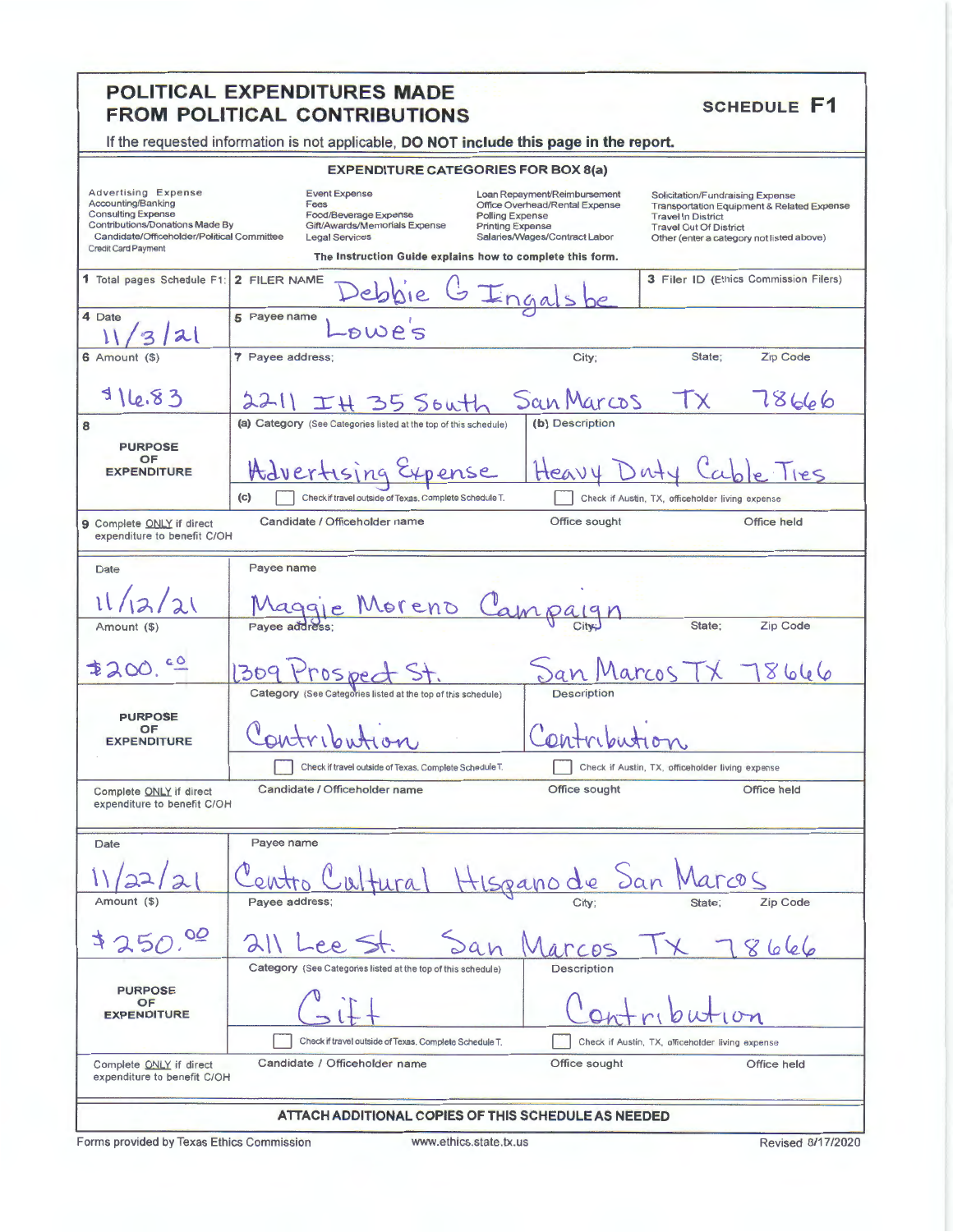# POLITICAL EXPENDITURES MADE FROM POLITICAL CONTRIBUTIONS

**SCHEDULE F1**

If the requested information is not applicable, **DO NOT include this page in the report.**

**EXPENDITURE CATEGORIES FOR BOX 8(a)**

| | | | |
|---|---|---|---|
| Advertising Expense | Event Expense | Loan Repayment/Reimbursement | Solicitation/Fundraising Expense |
| Accounting/Banking | Fees | Office Overhead/Rental Expense | Transportation Equipment & Related Expense |
| Consulting Expense | Food/Beverage Expense | Polling Expense | Travel In District |
| Contributions/Donations Made By Candidate/Officeholder/Political Committee | Gift/Awards/Memorials Expense | Printing Expense | Travel Out Of District |
| Credit Card Payment | Legal Services | Salaries/Wages/Contract Labor | Other (enter a category not listed above) |

**The Instruction Guide explains how to complete this form.**

**1** Total pages Schedule F1:

**2** FILER NAME: Debbie G Ingalsbe

**3** Filer ID (Ethics Commission Filers):

---

**4** Date: 11/3/21

**5** Payee name: Lowe's

**6** Amount ($): $16.83

**7** Payee address: 2211 IH 35 South; City: San Marcos; State: TX; Zip Code: 78666

**8** PURPOSE OF EXPENDITURE

- (a) Category (See Categories listed at the top of this schedule): Advertising Expense
- (b) Description: Heavy Duty Cable Ties
- (c) ☐ Check if travel outside of Texas. Complete Schedule T. ☐ Check if Austin, TX, officeholder living expense

**9** Complete ONLY if direct expenditure to benefit C/OH — Candidate / Officeholder name: ; Office sought: ; Office held:

---

Date: 11/12/21

Payee name: Maggie Moreno Campaign

Amount ($): $200.00

Payee address: 1309 Prospect St.; City: San Marcos; State: TX; Zip Code: 78666

PURPOSE OF EXPENDITURE

- Category (See Categories listed at the top of this schedule): Contribution
- Description: Contribution
- ☐ Check if travel outside of Texas. Complete Schedule T. ☐ Check if Austin, TX, officeholder living expense

Complete ONLY if direct expenditure to benefit C/OH — Candidate / Officeholder name: ; Office sought: ; Office held:

---

Date: 11/22/21

Payee name: Centro Cultural Hispano de San Marcos

Amount ($): $250.00

Payee address: 211 Lee St.; City: San Marcos; State: TX; Zip Code: 78666

PURPOSE OF EXPENDITURE

- Category (See Categories listed at the top of this schedule): Gift
- Description: Contribution
- ☐ Check if travel outside of Texas. Complete Schedule T. ☐ Check if Austin, TX, officeholder living expense

Complete ONLY if direct expenditure to benefit C/OH — Candidate / Officeholder name: ; Office sought: ; Office held:

---

**ATTACH ADDITIONAL COPIES OF THIS SCHEDULE AS NEEDED**

Forms provided by Texas Ethics Commission www.ethics.state.tx.us Revised 8/17/2020